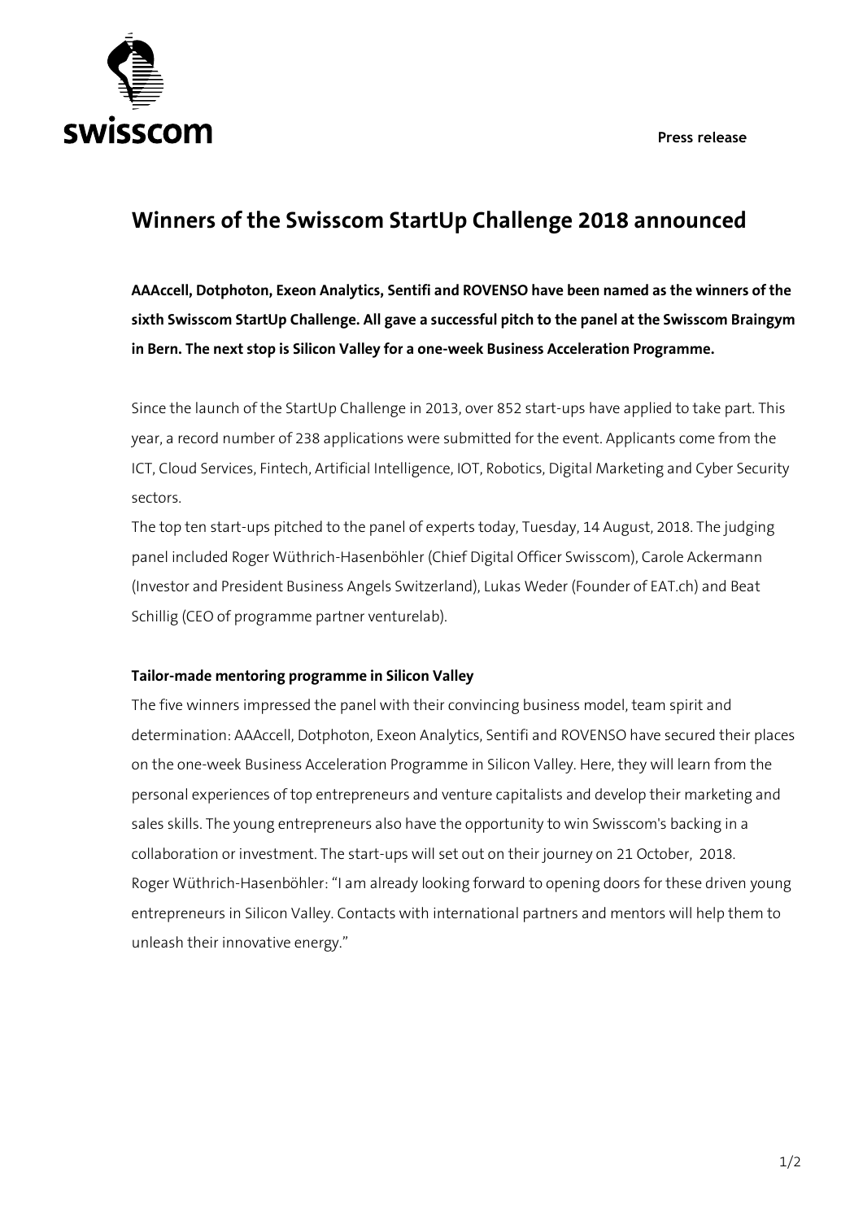Press release

# Winners of the Swisscom StartUp Challenge 2018 announced

**AAAccell, Dotphoton, Exeon Analytics, Sentifi and ROVENSO have been named as the winners of the sixth Swisscom StartUp Challenge. All gave a successful pitch to the panel at the Swisscom Braingym in Bern. The next stop is Silicon Valley for a one-week Business Acceleration Programme.**

Since the launch of the StartUp Challenge in 2013, over 852 start-ups have applied to take part. This year, a record number of 238 applications were submitted for the event. Applicants come from the ICT, Cloud Services, Fintech, Artificial Intelligence, IOT, Robotics, Digital Marketing and Cyber Security sectors.

The top ten start-ups pitched to the panel of experts today, Tuesday, 14 August, 2018. The judging panel included Roger Wüthrich-Hasenböhler (Chief Digital Officer Swisscom), Carole Ackermann (Investor and President Business Angels Switzerland), Lukas Weder (Founder of EAT.ch) and Beat Schillig (CEO of programme partner venturelab).

**Tailor-made mentoring programme in Silicon Valley**

The five winners impressed the panel with their convincing business model, team spirit and determination: AAAccell, Dotphoton, Exeon Analytics, Sentifi and ROVENSO have secured their places on the one-week Business Acceleration Programme in Silicon Valley. Here, they will learn from the personal experiences of top entrepreneurs and venture capitalists and develop their marketing and sales skills. The young entrepreneurs also have the opportunity to win Swisscom's backing in a collaboration or investment. The start-ups will set out on their journey on 21 October, 2018.

Roger Wüthrich-Hasenböhler: "I am already looking forward to opening doors for these driven young entrepreneurs in Silicon Valley. Contacts with international partners and mentors will help them to unleash their innovative energy."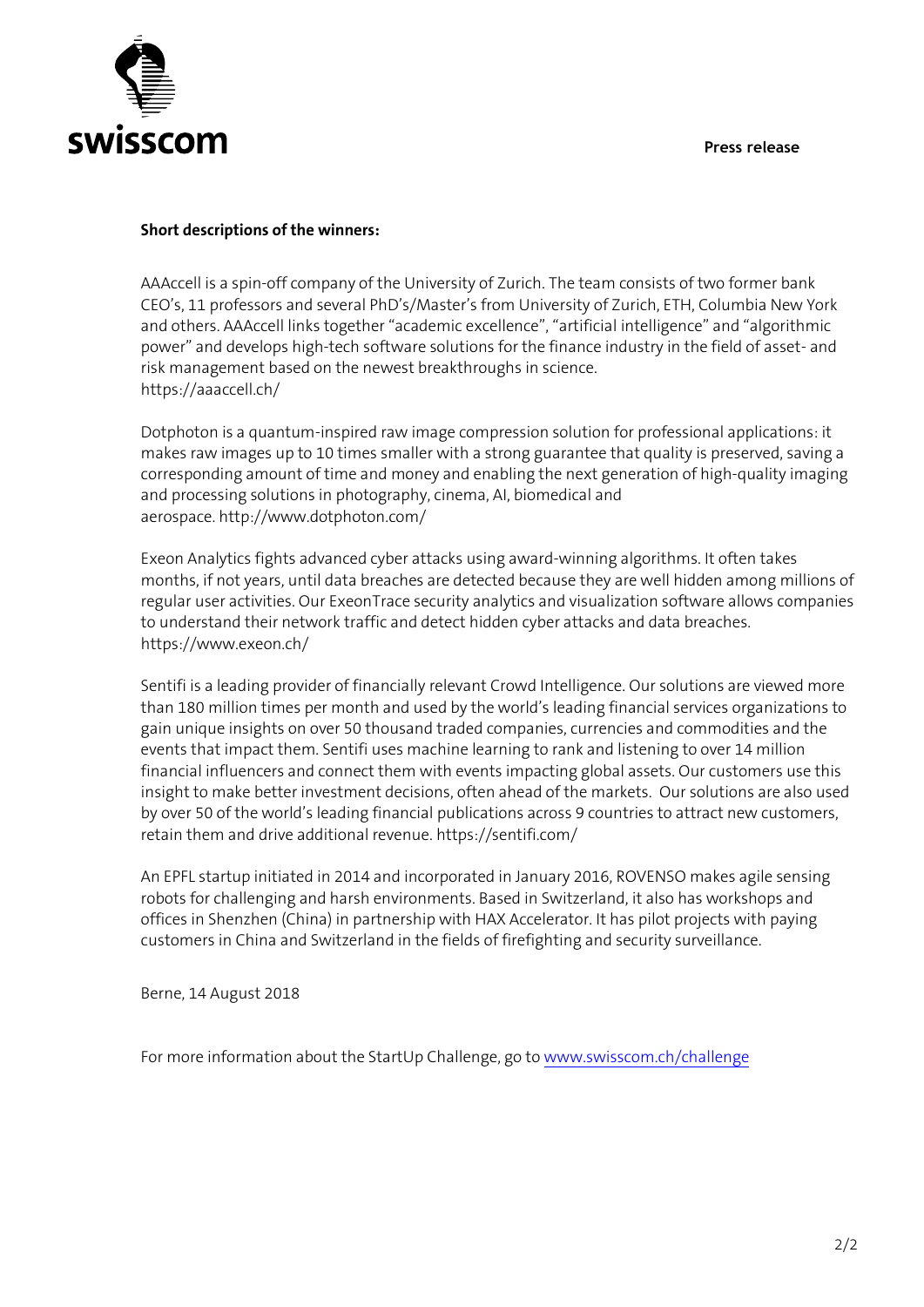**Short descriptions of the winners:**

AAAccell is a spin-off company of the University of Zurich. The team consists of two former bank CEO's, 11 professors and several PhD's/Master's from University of Zurich, ETH, Columbia New York and others. AAAccell links together "academic excellence", "artificial intelligence" and "algorithmic power" and develops high-tech software solutions for the finance industry in the field of asset- and risk management based on the newest breakthroughs in science.
https://aaaccell.ch/

Dotphoton is a quantum-inspired raw image compression solution for professional applications: it makes raw images up to 10 times smaller with a strong guarantee that quality is preserved, saving a corresponding amount of time and money and enabling the next generation of high-quality imaging and processing solutions in photography, cinema, AI, biomedical and aerospace. http://www.dotphoton.com/

Exeon Analytics fights advanced cyber attacks using award-winning algorithms. It often takes months, if not years, until data breaches are detected because they are well hidden among millions of regular user activities. Our ExeonTrace security analytics and visualization software allows companies to understand their network traffic and detect hidden cyber attacks and data breaches.
https://www.exeon.ch/

Sentifi is a leading provider of financially relevant Crowd Intelligence. Our solutions are viewed more than 180 million times per month and used by the world's leading financial services organizations to gain unique insights on over 50 thousand traded companies, currencies and commodities and the events that impact them. Sentifi uses machine learning to rank and listening to over 14 million financial influencers and connect them with events impacting global assets. Our customers use this insight to make better investment decisions, often ahead of the markets. Our solutions are also used by over 50 of the world's leading financial publications across 9 countries to attract new customers, retain them and drive additional revenue. https://sentifi.com/

An EPFL startup initiated in 2014 and incorporated in January 2016, ROVENSO makes agile sensing robots for challenging and harsh environments. Based in Switzerland, it also has workshops and offices in Shenzhen (China) in partnership with HAX Accelerator. It has pilot projects with paying customers in China and Switzerland in the fields of firefighting and security surveillance.

Berne, 14 August 2018

For more information about the StartUp Challenge, go to www.swisscom.ch/challenge